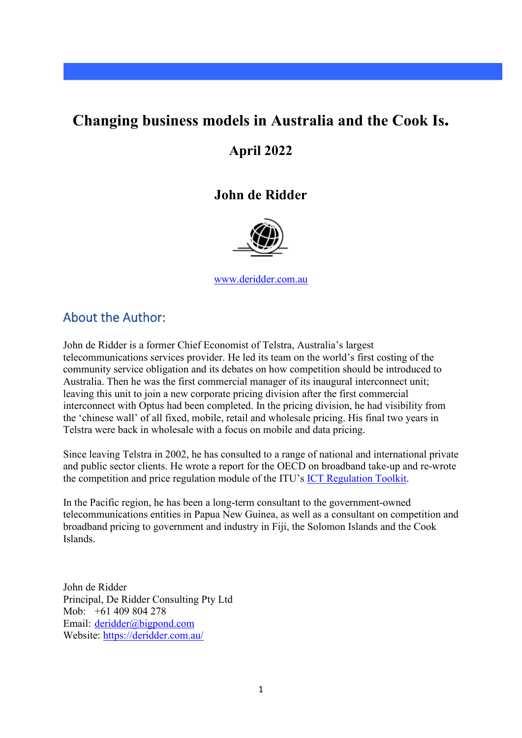# Changing business models in Australia and the Cook Is.

## April 2022

## John de Ridder

[www.deridder.com.au](http://www.deridder.com.au)

## About the Author:

John de Ridder is a former Chief Economist of Telstra, Australia's largest telecommunications services provider. He led its team on the world's first costing of the community service obligation and its debates on how competition should be introduced to Australia. Then he was the first commercial manager of its inaugural interconnect unit; leaving this unit to join a new corporate pricing division after the first commercial interconnect with Optus had been completed. In the pricing division, he had visibility from the 'chinese wall' of all fixed, mobile, retail and wholesale pricing. His final two years in Telstra were back in wholesale with a focus on mobile and data pricing.

Since leaving Telstra in 2002, he has consulted to a range of national and international private and public sector clients. He wrote a report for the OECD on broadband take-up and re-wrote the competition and price regulation module of the ITU's ICT Regulation Toolkit.

In the Pacific region, he has been a long-term consultant to the government-owned telecommunications entities in Papua New Guinea, as well as a consultant on competition and broadband pricing to government and industry in Fiji, the Solomon Islands and the Cook Islands.

John de Ridder
Principal, De Ridder Consulting Pty Ltd
Mob: +61 409 804 278
Email: [deridder@bigpond.com](mailto:deridder@bigpond.com)
Website: [https://deridder.com.au/](https://deridder.com.au/)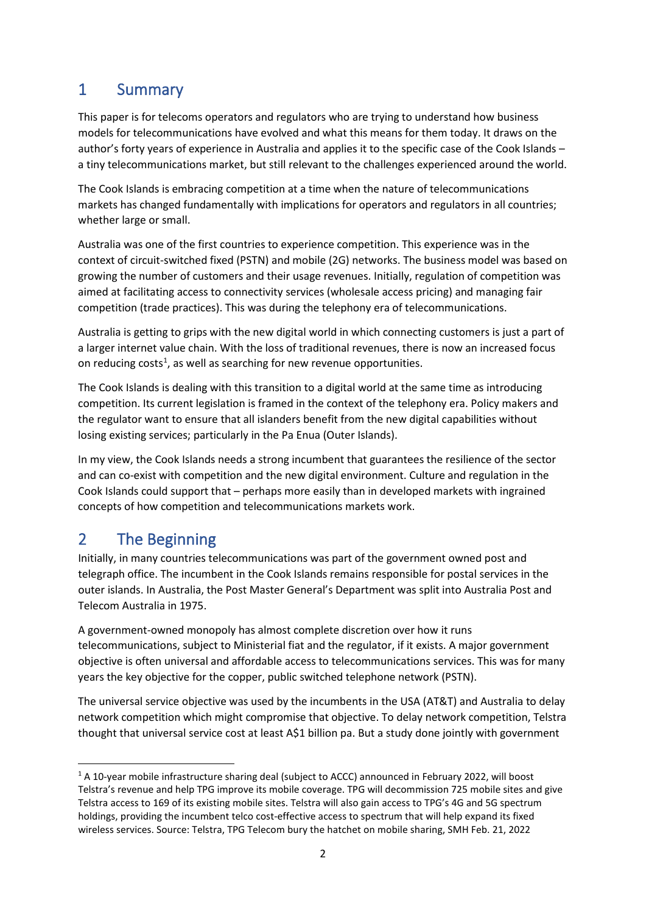## 1 Summary

This paper is for telecoms operators and regulators who are trying to understand how business models for telecommunications have evolved and what this means for them today. It draws on the author's forty years of experience in Australia and applies it to the specific case of the Cook Islands – a tiny telecommunications market, but still relevant to the challenges experienced around the world.

The Cook Islands is embracing competition at a time when the nature of telecommunications markets has changed fundamentally with implications for operators and regulators in all countries; whether large or small.

Australia was one of the first countries to experience competition. This experience was in the context of circuit-switched fixed (PSTN) and mobile (2G) networks. The business model was based on growing the number of customers and their usage revenues. Initially, regulation of competition was aimed at facilitating access to connectivity services (wholesale access pricing) and managing fair competition (trade practices). This was during the telephony era of telecommunications.

Australia is getting to grips with the new digital world in which connecting customers is just a part of a larger internet value chain. With the loss of traditional revenues, there is now an increased focus on reducing costs[1], as well as searching for new revenue opportunities.

The Cook Islands is dealing with this transition to a digital world at the same time as introducing competition. Its current legislation is framed in the context of the telephony era. Policy makers and the regulator want to ensure that all islanders benefit from the new digital capabilities without losing existing services; particularly in the Pa Enua (Outer Islands).

In my view, the Cook Islands needs a strong incumbent that guarantees the resilience of the sector and can co-exist with competition and the new digital environment. Culture and regulation in the Cook Islands could support that – perhaps more easily than in developed markets with ingrained concepts of how competition and telecommunications markets work.

## 2 The Beginning

Initially, in many countries telecommunications was part of the government owned post and telegraph office. The incumbent in the Cook Islands remains responsible for postal services in the outer islands. In Australia, the Post Master General's Department was split into Australia Post and Telecom Australia in 1975.

A government-owned monopoly has almost complete discretion over how it runs telecommunications, subject to Ministerial fiat and the regulator, if it exists. A major government objective is often universal and affordable access to telecommunications services. This was for many years the key objective for the copper, public switched telephone network (PSTN).

The universal service objective was used by the incumbents in the USA (AT&T) and Australia to delay network competition which might compromise that objective. To delay network competition, Telstra thought that universal service cost at least A$1 billion pa. But a study done jointly with government

[1] A 10-year mobile infrastructure sharing deal (subject to ACCC) announced in February 2022, will boost Telstra's revenue and help TPG improve its mobile coverage. TPG will decommission 725 mobile sites and give Telstra access to 169 of its existing mobile sites. Telstra will also gain access to TPG's 4G and 5G spectrum holdings, providing the incumbent telco cost-effective access to spectrum that will help expand its fixed wireless services. Source: Telstra, TPG Telecom bury the hatchet on mobile sharing, SMH Feb. 21, 2022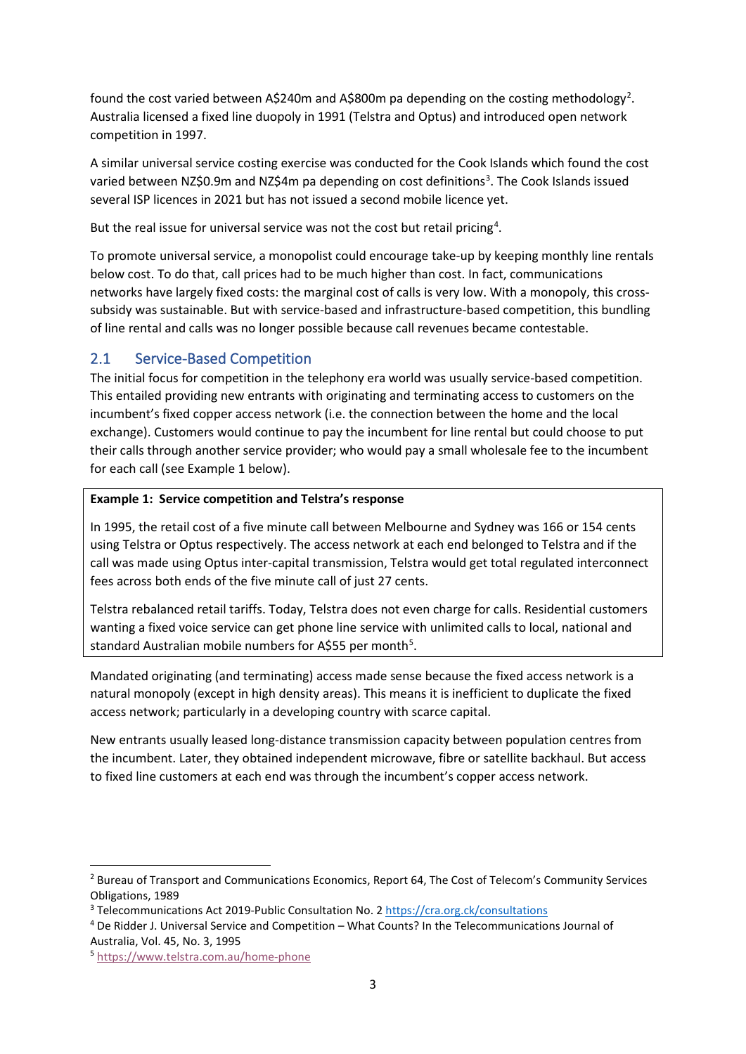found the cost varied between A$240m and A$800m pa depending on the costing methodology[2]. Australia licensed a fixed line duopoly in 1991 (Telstra and Optus) and introduced open network competition in 1997.

A similar universal service costing exercise was conducted for the Cook Islands which found the cost varied between NZ$0.9m and NZ$4m pa depending on cost definitions[3]. The Cook Islands issued several ISP licences in 2021 but has not issued a second mobile licence yet.

But the real issue for universal service was not the cost but retail pricing[4].

To promote universal service, a monopolist could encourage take-up by keeping monthly line rentals below cost. To do that, call prices had to be much higher than cost. In fact, communications networks have largely fixed costs: the marginal cost of calls is very low. With a monopoly, this cross-subsidy was sustainable. But with service-based and infrastructure-based competition, this bundling of line rental and calls was no longer possible because call revenues became contestable.

## 2.1 Service-Based Competition

The initial focus for competition in the telephony era world was usually service-based competition. This entailed providing new entrants with originating and terminating access to customers on the incumbent's fixed copper access network (i.e. the connection between the home and the local exchange). Customers would continue to pay the incumbent for line rental but could choose to put their calls through another service provider; who would pay a small wholesale fee to the incumbent for each call (see Example 1 below).

**Example 1: Service competition and Telstra's response**

In 1995, the retail cost of a five minute call between Melbourne and Sydney was 166 or 154 cents using Telstra or Optus respectively. The access network at each end belonged to Telstra and if the call was made using Optus inter-capital transmission, Telstra would get total regulated interconnect fees across both ends of the five minute call of just 27 cents.

Telstra rebalanced retail tariffs. Today, Telstra does not even charge for calls. Residential customers wanting a fixed voice service can get phone line service with unlimited calls to local, national and standard Australian mobile numbers for A$55 per month[5].

Mandated originating (and terminating) access made sense because the fixed access network is a natural monopoly (except in high density areas). This means it is inefficient to duplicate the fixed access network; particularly in a developing country with scarce capital.

New entrants usually leased long-distance transmission capacity between population centres from the incumbent. Later, they obtained independent microwave, fibre or satellite backhaul. But access to fixed line customers at each end was through the incumbent's copper access network.

---

[2] Bureau of Transport and Communications Economics, Report 64, The Cost of Telecom's Community Services Obligations, 1989

[3] Telecommunications Act 2019-Public Consultation No. 2 https://cra.org.ck/consultations

[4] De Ridder J. Universal Service and Competition – What Counts? In the Telecommunications Journal of Australia, Vol. 45, No. 3, 1995

[5] https://www.telstra.com.au/home-phone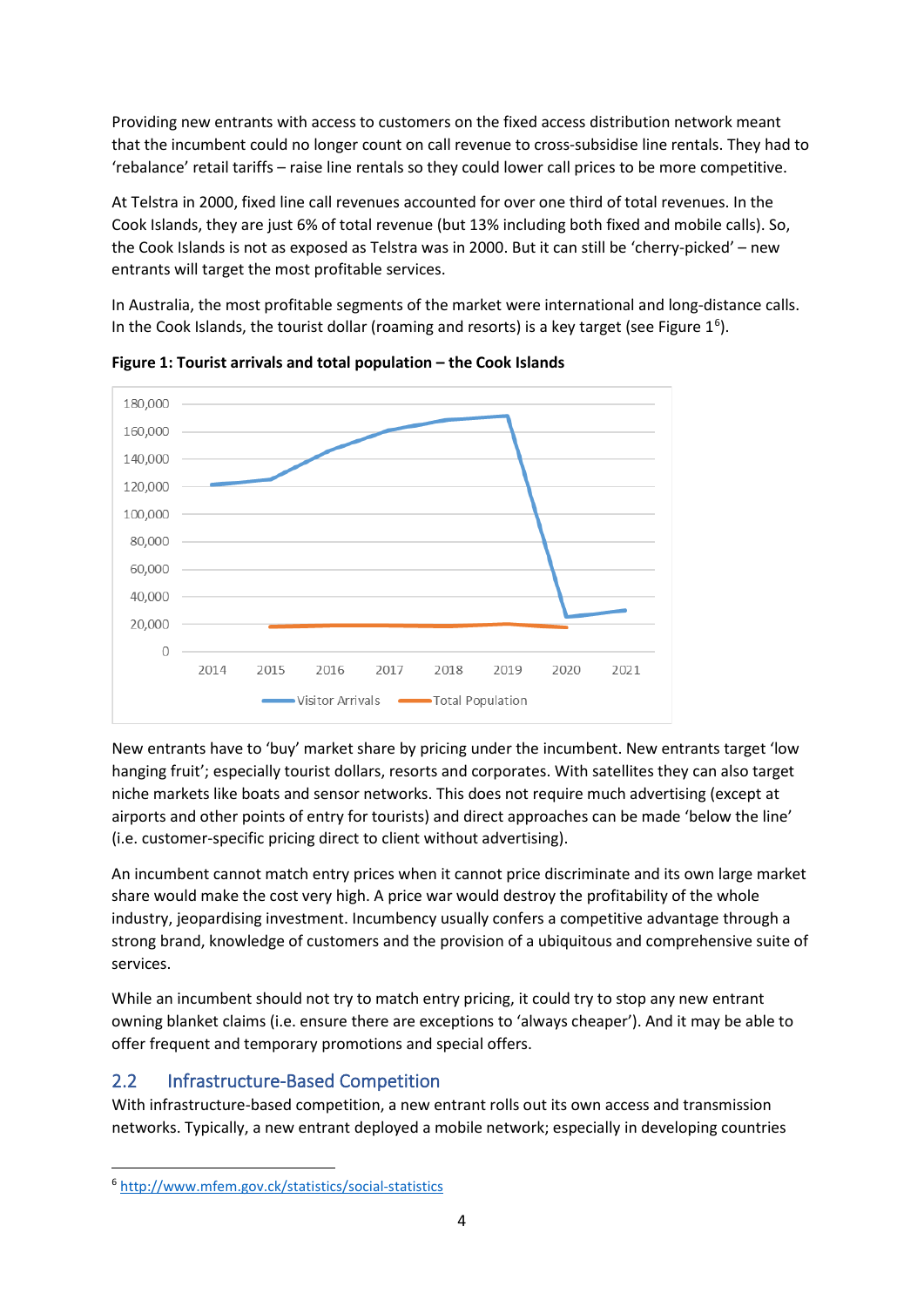Providing new entrants with access to customers on the fixed access distribution network meant that the incumbent could no longer count on call revenue to cross-subsidise line rentals. They had to 'rebalance' retail tariffs – raise line rentals so they could lower call prices to be more competitive.

At Telstra in 2000, fixed line call revenues accounted for over one third of total revenues. In the Cook Islands, they are just 6% of total revenue (but 13% including both fixed and mobile calls). So, the Cook Islands is not as exposed as Telstra was in 2000. But it can still be 'cherry-picked' – new entrants will target the most profitable services.

In Australia, the most profitable segments of the market were international and long-distance calls. In the Cook Islands, the tourist dollar (roaming and resorts) is a key target (see Figure 1[6]).

**Figure 1: Tourist arrivals and total population – the Cook Islands**

New entrants have to 'buy' market share by pricing under the incumbent. New entrants target 'low hanging fruit'; especially tourist dollars, resorts and corporates. With satellites they can also target niche markets like boats and sensor networks. This does not require much advertising (except at airports and other points of entry for tourists) and direct approaches can be made 'below the line' (i.e. customer-specific pricing direct to client without advertising).

An incumbent cannot match entry prices when it cannot price discriminate and its own large market share would make the cost very high. A price war would destroy the profitability of the whole industry, jeopardising investment. Incumbency usually confers a competitive advantage through a strong brand, knowledge of customers and the provision of a ubiquitous and comprehensive suite of services.

While an incumbent should not try to match entry pricing, it could try to stop any new entrant owning blanket claims (i.e. ensure there are exceptions to 'always cheaper'). And it may be able to offer frequent and temporary promotions and special offers.

## 2.2 Infrastructure-Based Competition

With infrastructure-based competition, a new entrant rolls out its own access and transmission networks. Typically, a new entrant deployed a mobile network; especially in developing countries

[6] http://www.mfem.gov.ck/statistics/social-statistics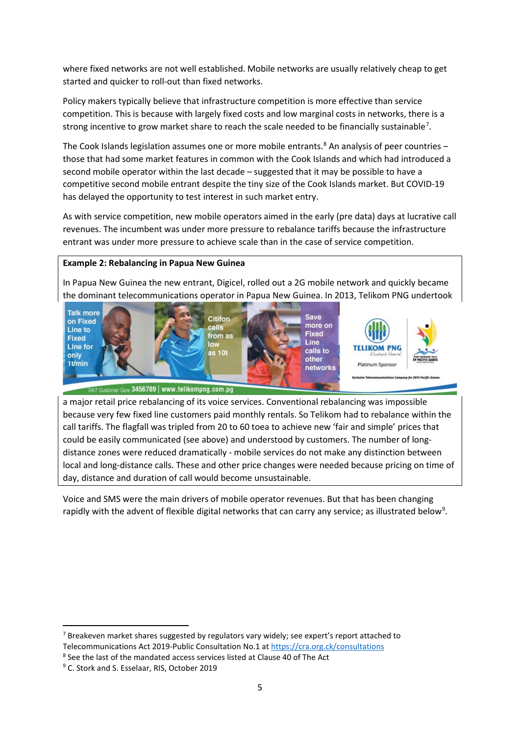where fixed networks are not well established. Mobile networks are usually relatively cheap to get started and quicker to roll-out than fixed networks.

Policy makers typically believe that infrastructure competition is more effective than service competition. This is because with largely fixed costs and low marginal costs in networks, there is a strong incentive to grow market share to reach the scale needed to be financially sustainable[7].

The Cook Islands legislation assumes one or more mobile entrants.[8] An analysis of peer countries – those that had some market features in common with the Cook Islands and which had introduced a second mobile operator within the last decade – suggested that it may be possible to have a competitive second mobile entrant despite the tiny size of the Cook Islands market. But COVID-19 has delayed the opportunity to test interest in such market entry.

As with service competition, new mobile operators aimed in the early (pre data) days at lucrative call revenues. The incumbent was under more pressure to rebalance tariffs because the infrastructure entrant was under more pressure to achieve scale than in the case of service competition.

**Example 2: Rebalancing in Papua New Guinea**

In Papua New Guinea the new entrant, Digicel, rolled out a 2G mobile network and quickly became the dominant telecommunications operator in Papua New Guinea. In 2013, Telikom PNG undertook a major retail price rebalancing of its voice services. Conventional rebalancing was impossible because very few fixed line customers paid monthly rentals. So Telikom had to rebalance within the call tariffs. The flagfall was tripled from 20 to 60 toea to achieve new 'fair and simple' prices that could be easily communicated (see above) and understood by customers. The number of long-distance zones were reduced dramatically - mobile services do not make any distinction between local and long-distance calls. These and other price changes were needed because pricing on time of day, distance and duration of call would become unsustainable.

Voice and SMS were the main drivers of mobile operator revenues. But that has been changing rapidly with the advent of flexible digital networks that can carry any service; as illustrated below[9].

---

[7] Breakeven market shares suggested by regulators vary widely; see expert's report attached to Telecommunications Act 2019-Public Consultation No.1 at https://cra.org.ck/consultations

[8] See the last of the mandated access services listed at Clause 40 of The Act

[9] C. Stork and S. Esselaar, RIS, October 2019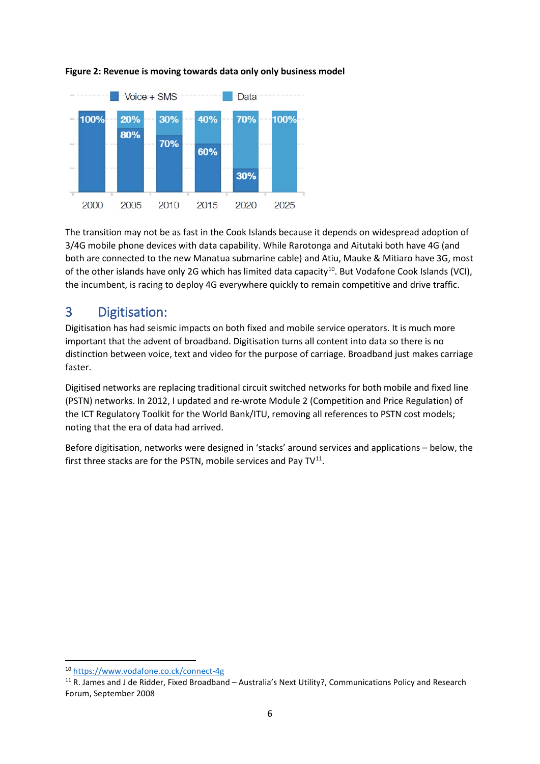**Figure 2: Revenue is moving towards data only only business model**

| | 2000 | 2005 | 2010 | 2015 | 2020 | 2025 |
|---|---|---|---|---|---|---|
| Voice + SMS | 100% | 80% | 70% | 60% | 30% | |
| Data | | 20% | 30% | 40% | 70% | 100% |

The transition may not be as fast in the Cook Islands because it depends on widespread adoption of 3/4G mobile phone devices with data capability. While Rarotonga and Aitutaki both have 4G (and both are connected to the new Manatua submarine cable) and Atiu, Mauke & Mitiaro have 3G, most of the other islands have only 2G which has limited data capacity[10]. But Vodafone Cook Islands (VCI), the incumbent, is racing to deploy 4G everywhere quickly to remain competitive and drive traffic.

## 3 Digitisation:

Digitisation has had seismic impacts on both fixed and mobile service operators. It is much more important that the advent of broadband. Digitisation turns all content into data so there is no distinction between voice, text and video for the purpose of carriage. Broadband just makes carriage faster.

Digitised networks are replacing traditional circuit switched networks for both mobile and fixed line (PSTN) networks. In 2012, I updated and re-wrote Module 2 (Competition and Price Regulation) of the ICT Regulatory Toolkit for the World Bank/ITU, removing all references to PSTN cost models; noting that the era of data had arrived.

Before digitisation, networks were designed in 'stacks' around services and applications – below, the first three stacks are for the PSTN, mobile services and Pay TV[11].

[10] https://www.vodafone.co.ck/connect-4g

[11] R. James and J de Ridder, Fixed Broadband – Australia's Next Utility?, Communications Policy and Research Forum, September 2008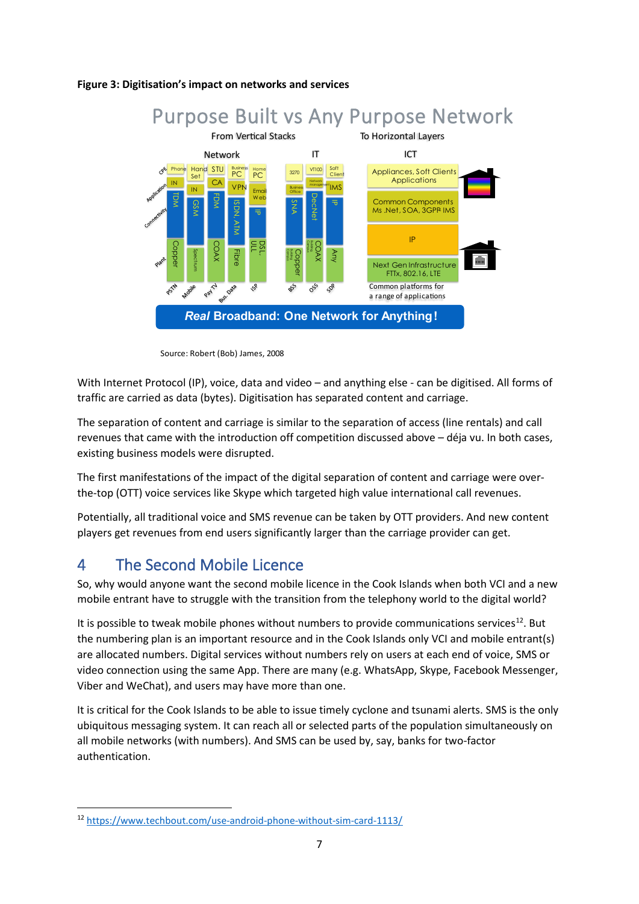**Figure 3: Digitisation's impact on networks and services**

Source: Robert (Bob) James, 2008

With Internet Protocol (IP), voice, data and video – and anything else - can be digitised. All forms of traffic are carried as data (bytes). Digitisation has separated content and carriage.

The separation of content and carriage is similar to the separation of access (line rentals) and call revenues that came with the introduction off competition discussed above – déja vu. In both cases, existing business models were disrupted.

The first manifestations of the impact of the digital separation of content and carriage were over-the-top (OTT) voice services like Skype which targeted high value international call revenues.

Potentially, all traditional voice and SMS revenue can be taken by OTT providers. And new content players get revenues from end users significantly larger than the carriage provider can get.

# 4 The Second Mobile Licence

So, why would anyone want the second mobile licence in the Cook Islands when both VCI and a new mobile entrant have to struggle with the transition from the telephony world to the digital world?

It is possible to tweak mobile phones without numbers to provide communications services[12]. But the numbering plan is an important resource and in the Cook Islands only VCI and mobile entrant(s) are allocated numbers. Digital services without numbers rely on users at each end of voice, SMS or video connection using the same App. There are many (e.g. WhatsApp, Skype, Facebook Messenger, Viber and WeChat), and users may have more than one.

It is critical for the Cook Islands to be able to issue timely cyclone and tsunami alerts. SMS is the only ubiquitous messaging system. It can reach all or selected parts of the population simultaneously on all mobile networks (with numbers). And SMS can be used by, say, banks for two-factor authentication.

[12] https://www.techbout.com/use-android-phone-without-sim-card-1113/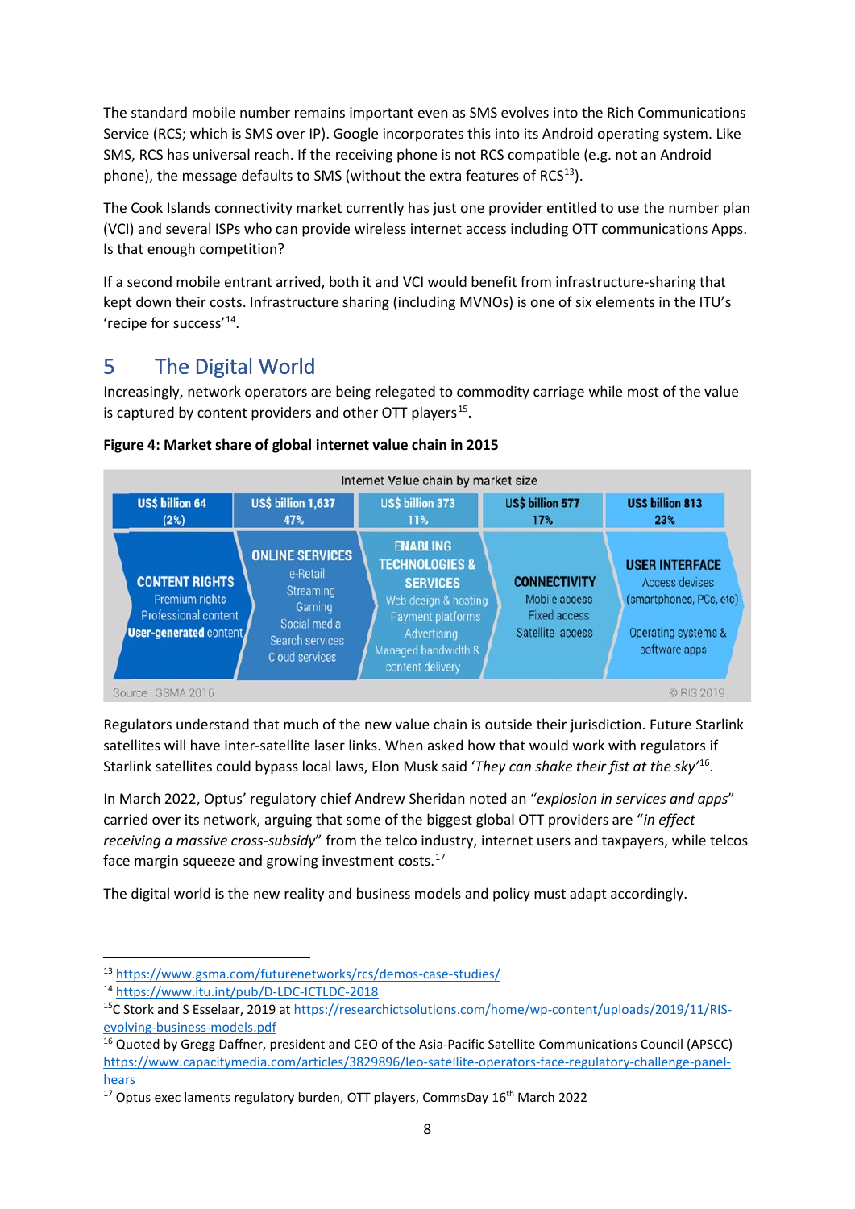The standard mobile number remains important even as SMS evolves into the Rich Communications Service (RCS; which is SMS over IP). Google incorporates this into its Android operating system. Like SMS, RCS has universal reach. If the receiving phone is not RCS compatible (e.g. not an Android phone), the message defaults to SMS (without the extra features of RCS[13]).

The Cook Islands connectivity market currently has just one provider entitled to use the number plan (VCI) and several ISPs who can provide wireless internet access including OTT communications Apps. Is that enough competition?

If a second mobile entrant arrived, both it and VCI would benefit from infrastructure-sharing that kept down their costs. Infrastructure sharing (including MVNOs) is one of six elements in the ITU's 'recipe for success'[14].

# 5 The Digital World

Increasingly, network operators are being relegated to commodity carriage while most of the value is captured by content providers and other OTT players[15].

**Figure 4: Market share of global internet value chain in 2015**

Internet Value chain by market size

| US$ billion 64 (2%) | US$ billion 1,637 47% | US$ billion 373 11% | US$ billion 577 17% | US$ billion 813 23% |
|---|---|---|---|---|
| **CONTENT RIGHTS** Premium rights Professional content **User-generated** content | **ONLINE SERVICES** e-Retail Streaming Gaming Social media Search services Cloud services | **ENABLING TECHNOLOGIES & SERVICES** Web design & hosting Payment platforms Advertising Managed bandwidth & content delivery | **CONNECTIVITY** Mobile access Fixed access Satellite access | **USER INTERFACE** Access devises (smartphones, PCs, etc) Operating systems & software apps |

Source : GSMA 2016 © RIS 2019

Regulators understand that much of the new value chain is outside their jurisdiction. Future Starlink satellites will have inter-satellite laser links. When asked how that would work with regulators if Starlink satellites could bypass local laws, Elon Musk said '*They can shake their fist at the sky*'[16].

In March 2022, Optus' regulatory chief Andrew Sheridan noted an "*explosion in services and apps*" carried over its network, arguing that some of the biggest global OTT providers are "*in effect receiving a massive cross-subsidy*" from the telco industry, internet users and taxpayers, while telcos face margin squeeze and growing investment costs.[17]

The digital world is the new reality and business models and policy must adapt accordingly.

---

[13] https://www.gsma.com/futurenetworks/rcs/demos-case-studies/

[14] https://www.itu.int/pub/D-LDC-ICTLDC-2018

[15] C Stork and S Esselaar, 2019 at https://researchictsolutions.com/home/wp-content/uploads/2019/11/RIS-evolving-business-models.pdf

[16] Quoted by Gregg Daffner, president and CEO of the Asia-Pacific Satellite Communications Council (APSCC) https://www.capacitymedia.com/articles/3829896/leo-satellite-operators-face-regulatory-challenge-panel-hears

[17] Optus exec laments regulatory burden, OTT players, CommsDay 16th March 2022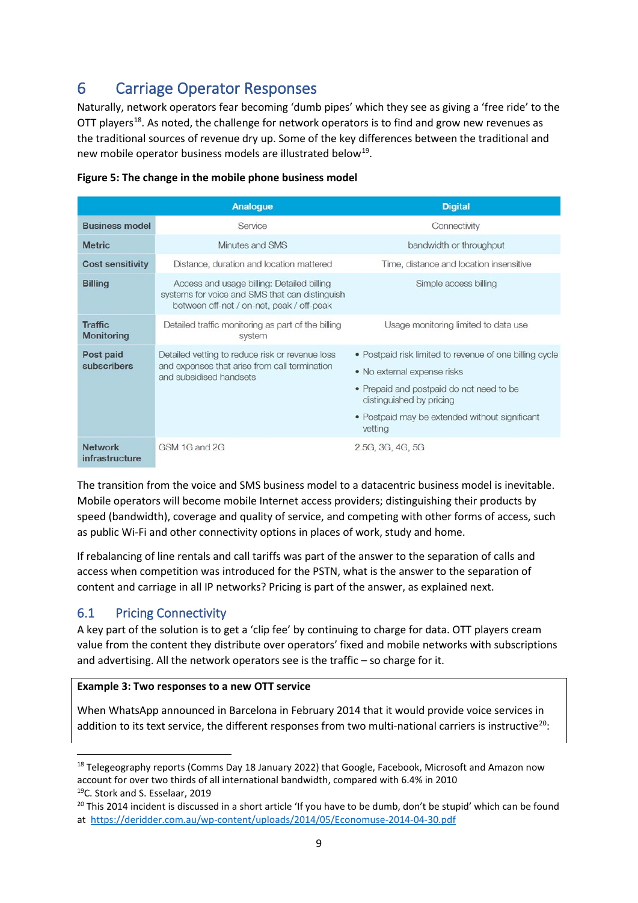# 6 Carriage Operator Responses

Naturally, network operators fear becoming 'dumb pipes' which they see as giving a 'free ride' to the OTT players[18]. As noted, the challenge for network operators is to find and grow new revenues as the traditional sources of revenue dry up. Some of the key differences between the traditional and new mobile operator business models are illustrated below[19].

**Figure 5: The change in the mobile phone business model**

| | Analogue | Digital |
|---|---|---|
| **Business model** | Service | Connectivity |
| **Metric** | Minutes and SMS | bandwidth or throughput |
| **Cost sensitivity** | Distance, duration and location mattered | Time, distance and location insensitive |
| **Billing** | Access and usage billing: Detailed billing systems for voice and SMS that can distinguish between off-net / on-net, peak / off-peak | Simple access billing |
| **Traffic Monitoring** | Detailed traffic monitoring as part of the billing system | Usage monitoring limited to data use |
| **Post paid subscribers** | Detailed vetting to reduce risk or revenue loss and expenses that arise from call termination and subsidised handsets | • Postpaid risk limited to revenue of one billing cycle<br>• No external expense risks<br>• Prepaid and postpaid do not need to be distinguished by pricing<br>• Postpaid may be extended without significant vetting |
| **Network infrastructure** | GSM 1G and 2G | 2.5G, 3G, 4G, 5G |

The transition from the voice and SMS business model to a datacentric business model is inevitable. Mobile operators will become mobile Internet access providers; distinguishing their products by speed (bandwidth), coverage and quality of service, and competing with other forms of access, such as public Wi-Fi and other connectivity options in places of work, study and home.

If rebalancing of line rentals and call tariffs was part of the answer to the separation of calls and access when competition was introduced for the PSTN, what is the answer to the separation of content and carriage in all IP networks? Pricing is part of the answer, as explained next.

## 6.1 Pricing Connectivity

A key part of the solution is to get a 'clip fee' by continuing to charge for data. OTT players cream value from the content they distribute over operators' fixed and mobile networks with subscriptions and advertising. All the network operators see is the traffic – so charge for it.

**Example 3: Two responses to a new OTT service**

When WhatsApp announced in Barcelona in February 2014 that it would provide voice services in addition to its text service, the different responses from two multi-national carriers is instructive[20]:

---

[18] Telegeography reports (Comms Day 18 January 2022) that Google, Facebook, Microsoft and Amazon now account for over two thirds of all international bandwidth, compared with 6.4% in 2010

[19] C. Stork and S. Esselaar, 2019

[20] This 2014 incident is discussed in a short article 'If you have to be dumb, don't be stupid' which can be found at https://deridder.com.au/wp-content/uploads/2014/05/Economuse-2014-04-30.pdf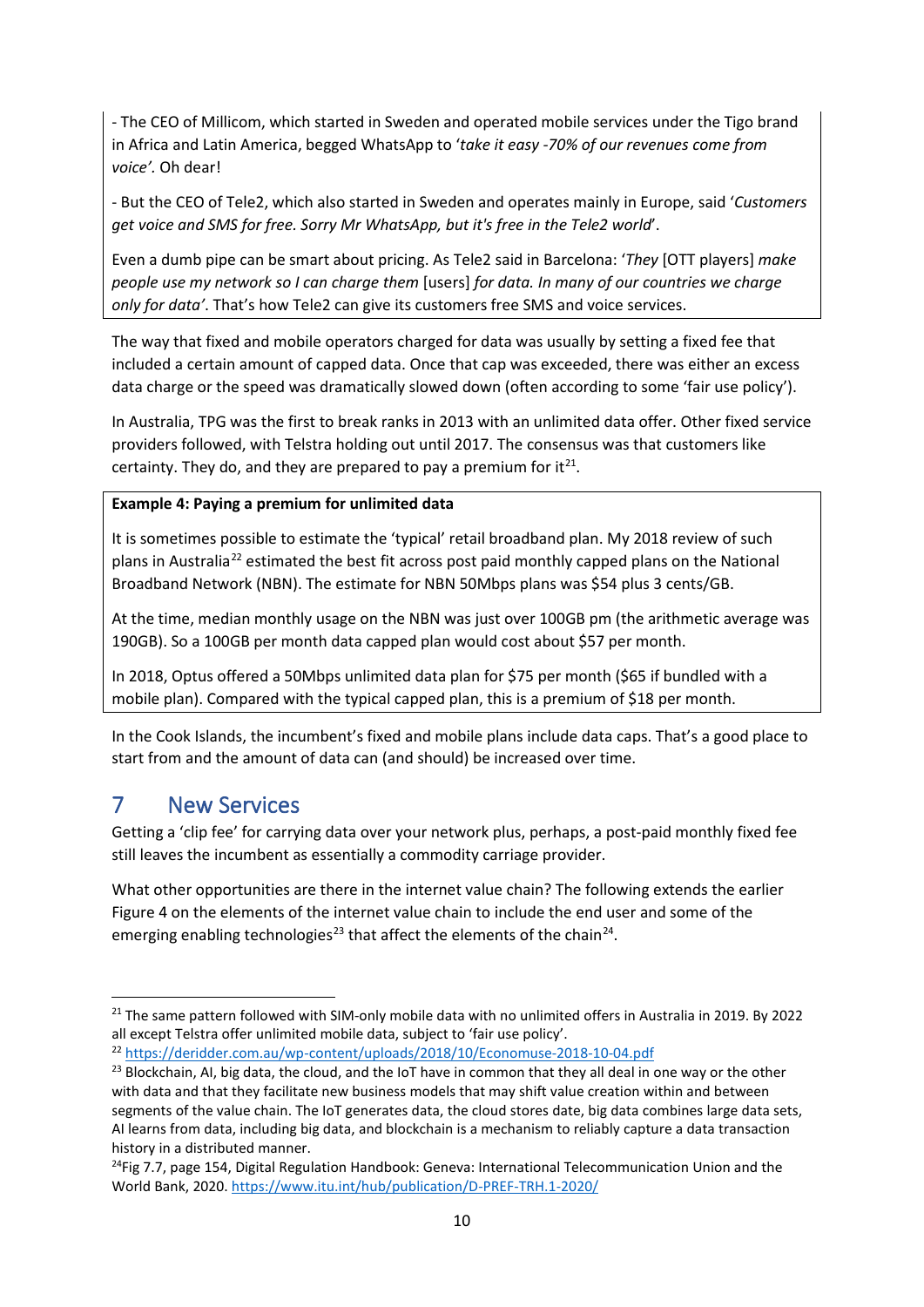- The CEO of Millicom, which started in Sweden and operated mobile services under the Tigo brand in Africa and Latin America, begged WhatsApp to '*take it easy -70% of our revenues come from voice'*. Oh dear!

- But the CEO of Tele2, which also started in Sweden and operates mainly in Europe, said '*Customers get voice and SMS for free. Sorry Mr WhatsApp, but it's free in the Tele2 world*'.

Even a dumb pipe can be smart about pricing. As Tele2 said in Barcelona: '*They* [OTT players] *make people use my network so I can charge them* [users] *for data. In many of our countries we charge only for data'*. That's how Tele2 can give its customers free SMS and voice services.

The way that fixed and mobile operators charged for data was usually by setting a fixed fee that included a certain amount of capped data. Once that cap was exceeded, there was either an excess data charge or the speed was dramatically slowed down (often according to some 'fair use policy').

In Australia, TPG was the first to break ranks in 2013 with an unlimited data offer. Other fixed service providers followed, with Telstra holding out until 2017. The consensus was that customers like certainty. They do, and they are prepared to pay a premium for it[21].

**Example 4: Paying a premium for unlimited data**

It is sometimes possible to estimate the 'typical' retail broadband plan. My 2018 review of such plans in Australia[22] estimated the best fit across post paid monthly capped plans on the National Broadband Network (NBN). The estimate for NBN 50Mbps plans was $54 plus 3 cents/GB.

At the time, median monthly usage on the NBN was just over 100GB pm (the arithmetic average was 190GB). So a 100GB per month data capped plan would cost about $57 per month.

In 2018, Optus offered a 50Mbps unlimited data plan for $75 per month ($65 if bundled with a mobile plan). Compared with the typical capped plan, this is a premium of $18 per month.

In the Cook Islands, the incumbent's fixed and mobile plans include data caps. That's a good place to start from and the amount of data can (and should) be increased over time.

# 7 New Services

Getting a 'clip fee' for carrying data over your network plus, perhaps, a post-paid monthly fixed fee still leaves the incumbent as essentially a commodity carriage provider.

What other opportunities are there in the internet value chain? The following extends the earlier Figure 4 on the elements of the internet value chain to include the end user and some of the emerging enabling technologies[23] that affect the elements of the chain[24].

---

[21] The same pattern followed with SIM-only mobile data with no unlimited offers in Australia in 2019. By 2022 all except Telstra offer unlimited mobile data, subject to 'fair use policy'.

[22] https://deridder.com.au/wp-content/uploads/2018/10/Economuse-2018-10-04.pdf

[23] Blockchain, AI, big data, the cloud, and the IoT have in common that they all deal in one way or the other with data and that they facilitate new business models that may shift value creation within and between segments of the value chain. The IoT generates data, the cloud stores date, big data combines large data sets, AI learns from data, including big data, and blockchain is a mechanism to reliably capture a data transaction history in a distributed manner.

[24] Fig 7.7, page 154, Digital Regulation Handbook: Geneva: International Telecommunication Union and the World Bank, 2020. https://www.itu.int/hub/publication/D-PREF-TRH.1-2020/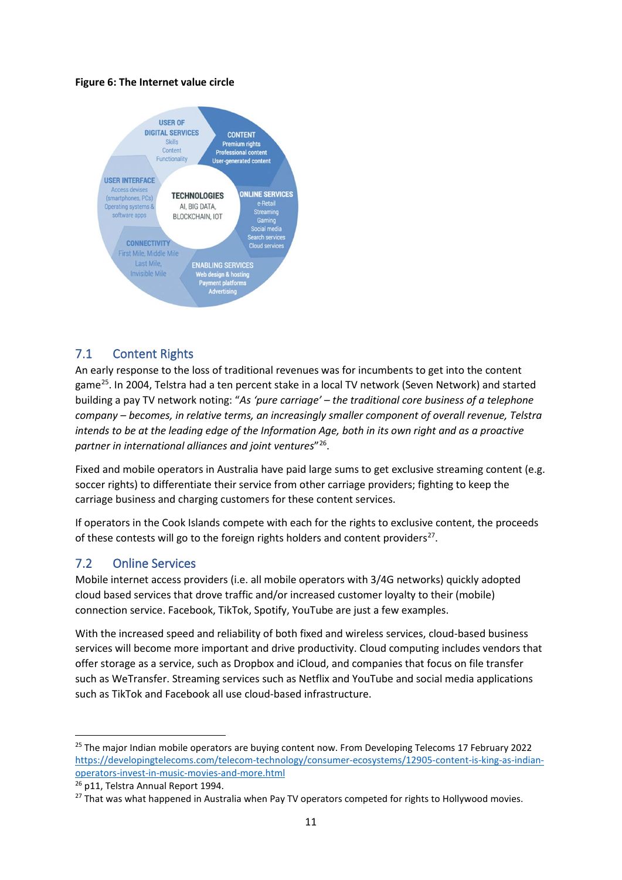**Figure 6: The Internet value circle**

## 7.1 Content Rights

An early response to the loss of traditional revenues was for incumbents to get into the content game[25]. In 2004, Telstra had a ten percent stake in a local TV network (Seven Network) and started building a pay TV network noting: "*As 'pure carriage' – the traditional core business of a telephone company – becomes, in relative terms, an increasingly smaller component of overall revenue, Telstra intends to be at the leading edge of the Information Age, both in its own right and as a proactive partner in international alliances and joint ventures*"[26].

Fixed and mobile operators in Australia have paid large sums to get exclusive streaming content (e.g. soccer rights) to differentiate their service from other carriage providers; fighting to keep the carriage business and charging customers for these content services.

If operators in the Cook Islands compete with each for the rights to exclusive content, the proceeds of these contests will go to the foreign rights holders and content providers[27].

## 7.2 Online Services

Mobile internet access providers (i.e. all mobile operators with 3/4G networks) quickly adopted cloud based services that drove traffic and/or increased customer loyalty to their (mobile) connection service. Facebook, TikTok, Spotify, YouTube are just a few examples.

With the increased speed and reliability of both fixed and wireless services, cloud-based business services will become more important and drive productivity. Cloud computing includes vendors that offer storage as a service, such as Dropbox and iCloud, and companies that focus on file transfer such as WeTransfer. Streaming services such as Netflix and YouTube and social media applications such as TikTok and Facebook all use cloud-based infrastructure.

---

[25] The major Indian mobile operators are buying content now. From Developing Telecoms 17 February 2022 https://developingtelecoms.com/telecom-technology/consumer-ecosystems/12905-content-is-king-as-indian-operators-invest-in-music-movies-and-more.html

[26] p11, Telstra Annual Report 1994.

[27] That was what happened in Australia when Pay TV operators competed for rights to Hollywood movies.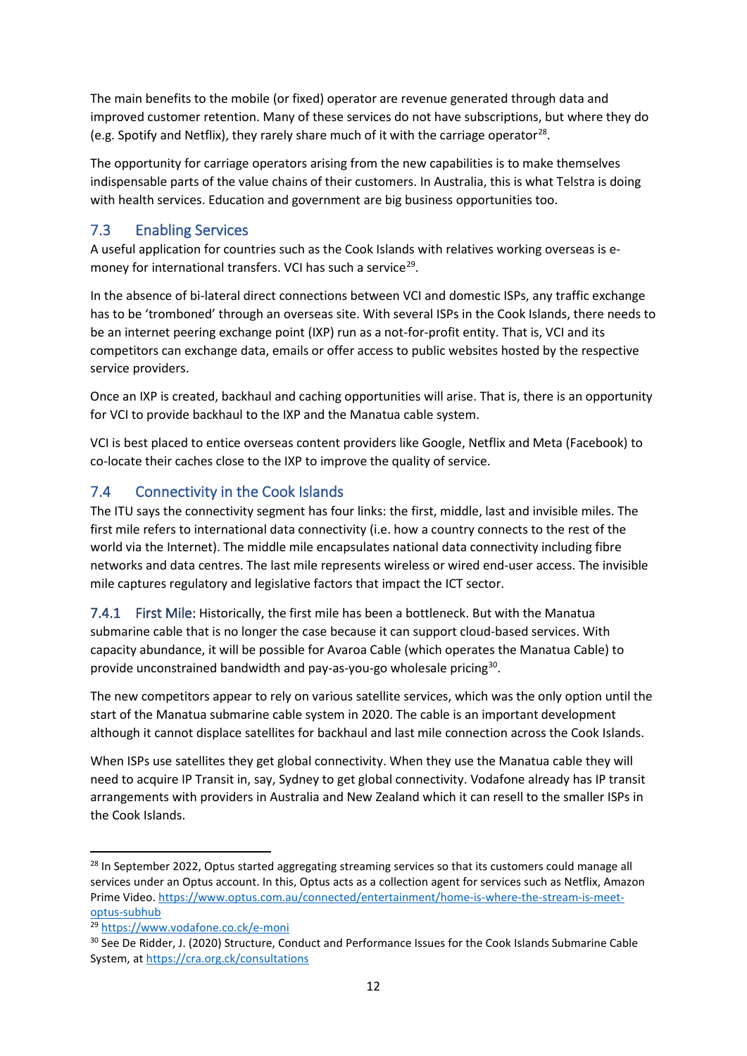The main benefits to the mobile (or fixed) operator are revenue generated through data and improved customer retention. Many of these services do not have subscriptions, but where they do (e.g. Spotify and Netflix), they rarely share much of it with the carriage operator[28].

The opportunity for carriage operators arising from the new capabilities is to make themselves indispensable parts of the value chains of their customers. In Australia, this is what Telstra is doing with health services. Education and government are big business opportunities too.

## 7.3 Enabling Services

A useful application for countries such as the Cook Islands with relatives working overseas is e-money for international transfers. VCI has such a service[29].

In the absence of bi-lateral direct connections between VCI and domestic ISPs, any traffic exchange has to be 'tromboned' through an overseas site. With several ISPs in the Cook Islands, there needs to be an internet peering exchange point (IXP) run as a not-for-profit entity. That is, VCI and its competitors can exchange data, emails or offer access to public websites hosted by the respective service providers.

Once an IXP is created, backhaul and caching opportunities will arise. That is, there is an opportunity for VCI to provide backhaul to the IXP and the Manatua cable system.

VCI is best placed to entice overseas content providers like Google, Netflix and Meta (Facebook) to co-locate their caches close to the IXP to improve the quality of service.

## 7.4 Connectivity in the Cook Islands

The ITU says the connectivity segment has four links: the first, middle, last and invisible miles. The first mile refers to international data connectivity (i.e. how a country connects to the rest of the world via the Internet). The middle mile encapsulates national data connectivity including fibre networks and data centres. The last mile represents wireless or wired end-user access. The invisible mile captures regulatory and legislative factors that impact the ICT sector.

### 7.4.1 First Mile:

Historically, the first mile has been a bottleneck. But with the Manatua submarine cable that is no longer the case because it can support cloud-based services. With capacity abundance, it will be possible for Avaroa Cable (which operates the Manatua Cable) to provide unconstrained bandwidth and pay-as-you-go wholesale pricing[30].

The new competitors appear to rely on various satellite services, which was the only option until the start of the Manatua submarine cable system in 2020. The cable is an important development although it cannot displace satellites for backhaul and last mile connection across the Cook Islands.

When ISPs use satellites they get global connectivity. When they use the Manatua cable they will need to acquire IP Transit in, say, Sydney to get global connectivity. Vodafone already has IP transit arrangements with providers in Australia and New Zealand which it can resell to the smaller ISPs in the Cook Islands.

---

[28] In September 2022, Optus started aggregating streaming services so that its customers could manage all services under an Optus account. In this, Optus acts as a collection agent for services such as Netflix, Amazon Prime Video. https://www.optus.com.au/connected/entertainment/home-is-where-the-stream-is-meet-optus-subhub

[29] https://www.vodafone.co.ck/e-moni

[30] See De Ridder, J. (2020) Structure, Conduct and Performance Issues for the Cook Islands Submarine Cable System, at https://cra.org.ck/consultations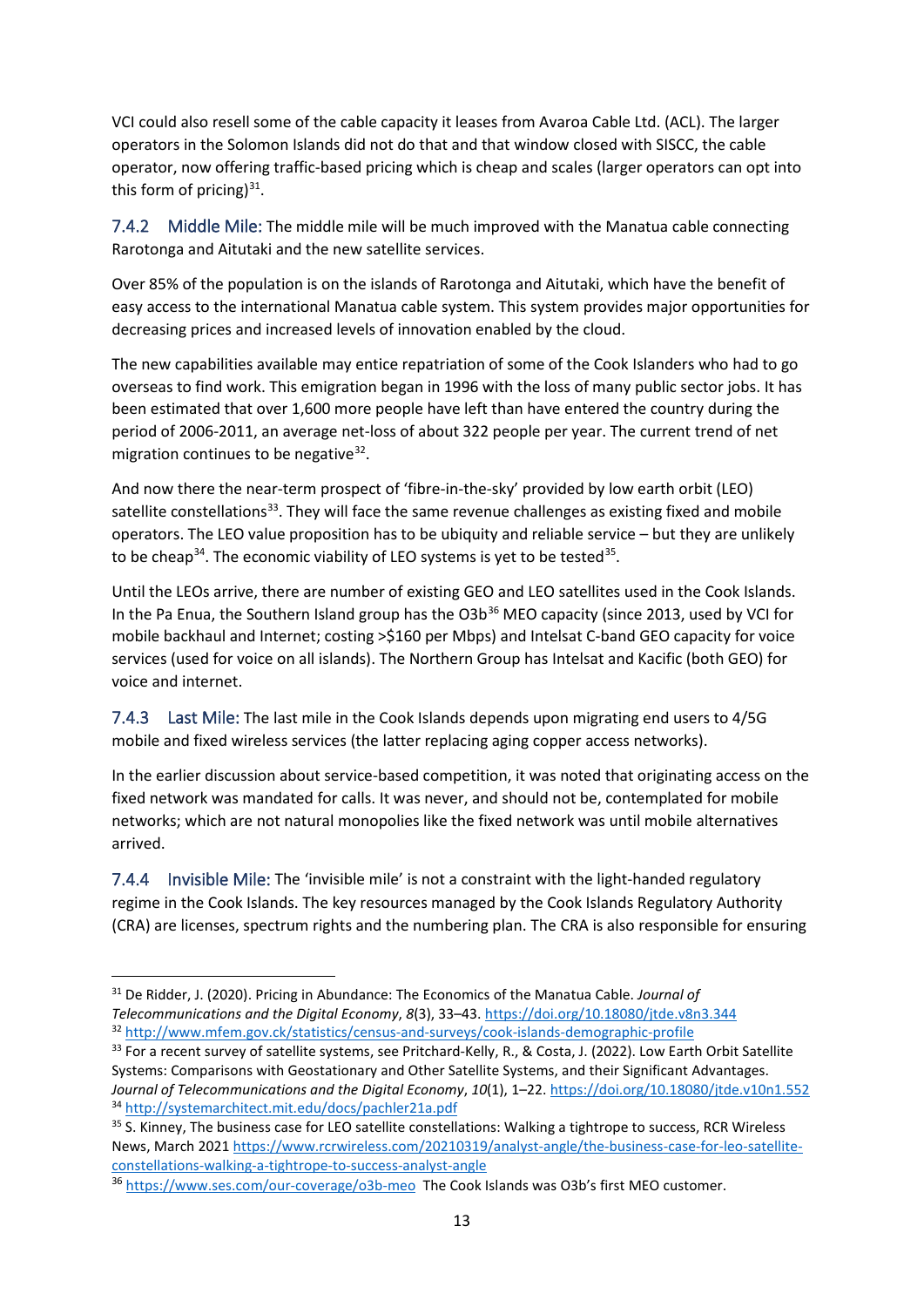VCI could also resell some of the cable capacity it leases from Avaroa Cable Ltd. (ACL). The larger operators in the Solomon Islands did not do that and that window closed with SISCC, the cable operator, now offering traffic-based pricing which is cheap and scales (larger operators can opt into this form of pricing)[31].

### 7.4.2 Middle Mile:

The middle mile will be much improved with the Manatua cable connecting Rarotonga and Aitutaki and the new satellite services.

Over 85% of the population is on the islands of Rarotonga and Aitutaki, which have the benefit of easy access to the international Manatua cable system. This system provides major opportunities for decreasing prices and increased levels of innovation enabled by the cloud.

The new capabilities available may entice repatriation of some of the Cook Islanders who had to go overseas to find work. This emigration began in 1996 with the loss of many public sector jobs. It has been estimated that over 1,600 more people have left than have entered the country during the period of 2006-2011, an average net-loss of about 322 people per year. The current trend of net migration continues to be negative[32].

And now there the near-term prospect of 'fibre-in-the-sky' provided by low earth orbit (LEO) satellite constellations[33]. They will face the same revenue challenges as existing fixed and mobile operators. The LEO value proposition has to be ubiquity and reliable service – but they are unlikely to be cheap[34]. The economic viability of LEO systems is yet to be tested[35].

Until the LEOs arrive, there are number of existing GEO and LEO satellites used in the Cook Islands. In the Pa Enua, the Southern Island group has the O3b[36] MEO capacity (since 2013, used by VCI for mobile backhaul and Internet; costing >$160 per Mbps) and Intelsat C-band GEO capacity for voice services (used for voice on all islands). The Northern Group has Intelsat and Kacific (both GEO) for voice and internet.

### 7.4.3 Last Mile:

The last mile in the Cook Islands depends upon migrating end users to 4/5G mobile and fixed wireless services (the latter replacing aging copper access networks).

In the earlier discussion about service-based competition, it was noted that originating access on the fixed network was mandated for calls. It was never, and should not be, contemplated for mobile networks; which are not natural monopolies like the fixed network was until mobile alternatives arrived.

### 7.4.4 Invisible Mile:

The 'invisible mile' is not a constraint with the light-handed regulatory regime in the Cook Islands. The key resources managed by the Cook Islands Regulatory Authority (CRA) are licenses, spectrum rights and the numbering plan. The CRA is also responsible for ensuring

---

[31] De Ridder, J. (2020). Pricing in Abundance: The Economics of the Manatua Cable. *Journal of Telecommunications and the Digital Economy*, *8*(3), 33–43. https://doi.org/10.18080/jtde.v8n3.344

[32] http://www.mfem.gov.ck/statistics/census-and-surveys/cook-islands-demographic-profile

[33] For a recent survey of satellite systems, see Pritchard-Kelly, R., & Costa, J. (2022). Low Earth Orbit Satellite Systems: Comparisons with Geostationary and Other Satellite Systems, and their Significant Advantages. *Journal of Telecommunications and the Digital Economy*, *10*(1), 1–22. https://doi.org/10.18080/jtde.v10n1.552

[34] http://systemarchitect.mit.edu/docs/pachler21a.pdf

[35] S. Kinney, The business case for LEO satellite constellations: Walking a tightrope to success, RCR Wireless News, March 2021 https://www.rcrwireless.com/20210319/analyst-angle/the-business-case-for-leo-satellite-constellations-walking-a-tightrope-to-success-analyst-angle

[36] https://www.ses.com/our-coverage/o3b-meo The Cook Islands was O3b's first MEO customer.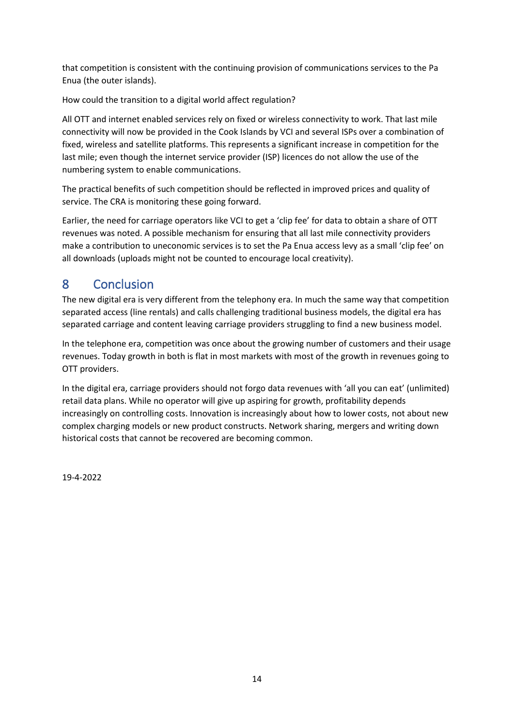that competition is consistent with the continuing provision of communications services to the Pa Enua (the outer islands).

How could the transition to a digital world affect regulation?

All OTT and internet enabled services rely on fixed or wireless connectivity to work. That last mile connectivity will now be provided in the Cook Islands by VCI and several ISPs over a combination of fixed, wireless and satellite platforms. This represents a significant increase in competition for the last mile; even though the internet service provider (ISP) licences do not allow the use of the numbering system to enable communications.

The practical benefits of such competition should be reflected in improved prices and quality of service. The CRA is monitoring these going forward.

Earlier, the need for carriage operators like VCI to get a 'clip fee' for data to obtain a share of OTT revenues was noted. A possible mechanism for ensuring that all last mile connectivity providers make a contribution to uneconomic services is to set the Pa Enua access levy as a small 'clip fee' on all downloads (uploads might not be counted to encourage local creativity).

# 8 Conclusion

The new digital era is very different from the telephony era. In much the same way that competition separated access (line rentals) and calls challenging traditional business models, the digital era has separated carriage and content leaving carriage providers struggling to find a new business model.

In the telephone era, competition was once about the growing number of customers and their usage revenues. Today growth in both is flat in most markets with most of the growth in revenues going to OTT providers.

In the digital era, carriage providers should not forgo data revenues with 'all you can eat' (unlimited) retail data plans. While no operator will give up aspiring for growth, profitability depends increasingly on controlling costs. Innovation is increasingly about how to lower costs, not about new complex charging models or new product constructs. Network sharing, mergers and writing down historical costs that cannot be recovered are becoming common.

19-4-2022